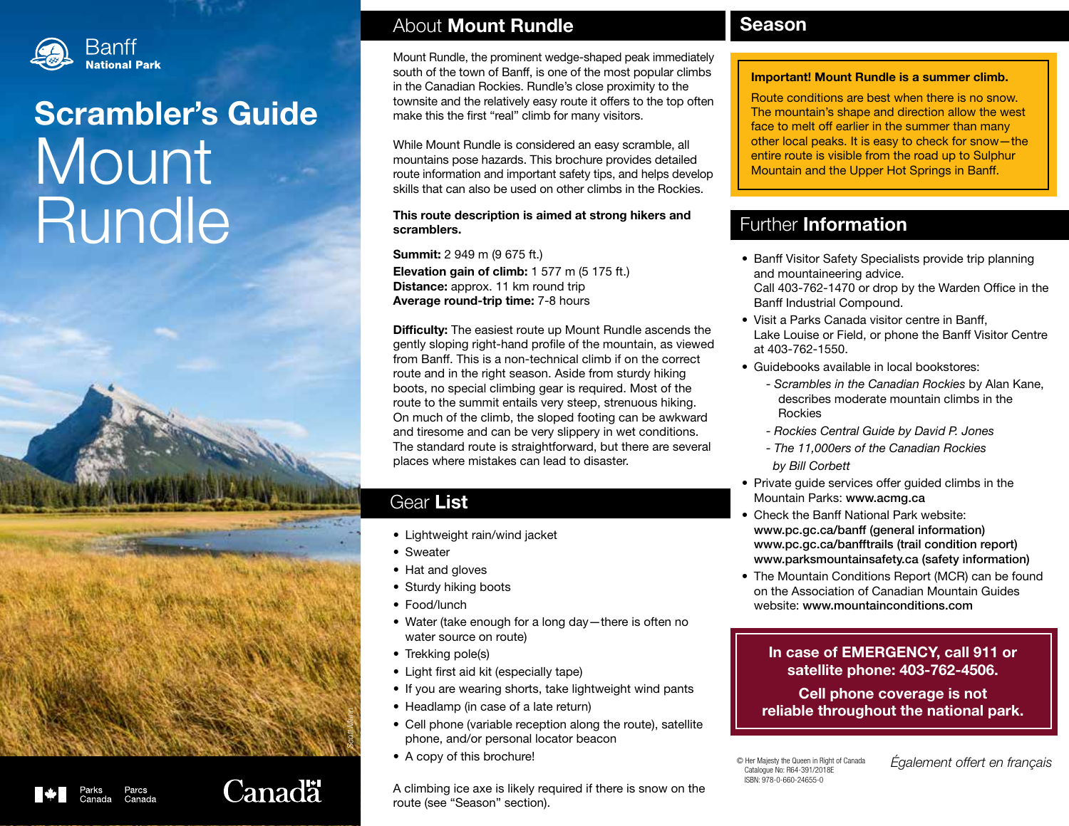Banff National Park

# Scrambler's Guide Mount Rundle

Parks Canada · Parcs Canada

Canada

## About Mount Rundle

Mount Rundle, the prominent wedge-shaped peak immediately south of the town of Banff, is one of the most popular climbs in the Canadian Rockies. Rundle's close proximity to the townsite and the relatively easy route it offers to the top often make this the first "real" climb for many visitors.

While Mount Rundle is considered an easy scramble, all mountains pose hazards. This brochure provides detailed route information and important safety tips, and helps develop skills that can also be used on other climbs in the Rockies.

**This route description is aimed at strong hikers and scramblers.**

**Summit:** 2 949 m (9 675 ft.)
**Elevation gain of climb:** 1 577 m (5 175 ft.)
**Distance:** approx. 11 km round trip
**Average round-trip time:** 7-8 hours

**Difficulty:** The easiest route up Mount Rundle ascends the gently sloping right-hand profile of the mountain, as viewed from Banff. This is a non-technical climb if on the correct route and in the right season. Aside from sturdy hiking boots, no special climbing gear is required. Most of the route to the summit entails very steep, strenuous hiking. On much of the climb, the sloped footing can be awkward and tiresome and can be very slippery in wet conditions. The standard route is straightforward, but there are several places where mistakes can lead to disaster.

## Gear List

- Lightweight rain/wind jacket
- Sweater
- Hat and gloves
- Sturdy hiking boots
- Food/lunch
- Water (take enough for a long day—there is often no water source on route)
- Trekking pole(s)
- Light first aid kit (especially tape)
- If you are wearing shorts, take lightweight wind pants
- Headlamp (in case of a late return)
- Cell phone (variable reception along the route), satellite phone, and/or personal locator beacon
- A copy of this brochure!

A climbing ice axe is likely required if there is snow on the route (see "Season" section).

## Season

**Important! Mount Rundle is a summer climb.**

Route conditions are best when there is no snow. The mountain's shape and direction allow the west face to melt off earlier in the summer than many other local peaks. It is easy to check for snow—the entire route is visible from the road up to Sulphur Mountain and the Upper Hot Springs in Banff.

## Further Information

- Banff Visitor Safety Specialists provide trip planning and mountaineering advice.
  Call 403-762-1470 or drop by the Warden Office in the Banff Industrial Compound.
- Visit a Parks Canada visitor centre in Banff, Lake Louise or Field, or phone the Banff Visitor Centre at 403-762-1550.
- Guidebooks available in local bookstores:
  - *Scrambles in the Canadian Rockies* by Alan Kane, describes moderate mountain climbs in the Rockies
  - *Rockies Central Guide by David P. Jones*
  - *The 11,000ers of the Canadian Rockies by Bill Corbett*
- Private guide services offer guided climbs in the Mountain Parks: **www.acmg.ca**
- Check the Banff National Park website:
  **www.pc.gc.ca/banff (general information)**
  **www.pc.gc.ca/banfftrails (trail condition report)**
  **www.parksmountainsafety.ca (safety information)**
- The Mountain Conditions Report (MCR) can be found on the Association of Canadian Mountain Guides website: **www.mountainconditions.com**

**In case of EMERGENCY, call 911 or satellite phone: 403-762-4506.**

**Cell phone coverage is not reliable throughout the national park.**

© Her Majesty the Queen in Right of Canada
Catalogue No: R64-391/2018E
ISBN: 978-0-660-24655-0

*Également offert en français*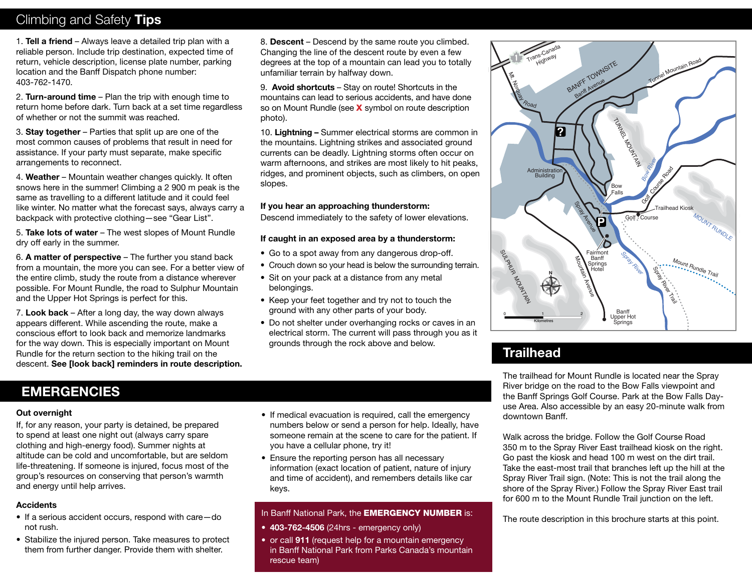# Climbing and Safety **Tips**

1. **Tell a friend** – Always leave a detailed trip plan with a reliable person. Include trip destination, expected time of return, vehicle description, license plate number, parking location and the Banff Dispatch phone number: 403-762-1470.

2. **Turn-around time** – Plan the trip with enough time to return home before dark. Turn back at a set time regardless of whether or not the summit was reached.

3. **Stay together** – Parties that split up are one of the most common causes of problems that result in need for assistance. If your party must separate, make specific arrangements to reconnect.

4. **Weather** – Mountain weather changes quickly. It often snows here in the summer! Climbing a 2 900 m peak is the same as travelling to a different latitude and it could feel like winter. No matter what the forecast says, always carry a backpack with protective clothing—see "Gear List".

5. **Take lots of water** – The west slopes of Mount Rundle dry off early in the summer.

6. **A matter of perspective** – The further you stand back from a mountain, the more you can see. For a better view of the entire climb, study the route from a distance wherever possible. For Mount Rundle, the road to Sulphur Mountain and the Upper Hot Springs is perfect for this.

7. **Look back** – After a long day, the way down always appears different. While ascending the route, make a conscious effort to look back and memorize landmarks for the way down. This is especially important on Mount Rundle for the return section to the hiking trail on the descent. **See [look back] reminders in route description.**

8. **Descent** – Descend by the same route you climbed. Changing the line of the descent route by even a few degrees at the top of a mountain can lead you to totally unfamiliar terrain by halfway down.

9. **Avoid shortcuts** – Stay on route! Shortcuts in the mountains can lead to serious accidents, and have done so on Mount Rundle (see **X** symbol on route description photo).

10. **Lightning –** Summer electrical storms are common in the mountains. Lightning strikes and associated ground currents can be deadly. Lightning storms often occur on warm afternoons, and strikes are most likely to hit peaks, ridges, and prominent objects, such as climbers, on open slopes.

**If you hear an approaching thunderstorm:**
Descend immediately to the safety of lower elevations.

**If caught in an exposed area by a thunderstorm:**

- Go to a spot away from any dangerous drop-off.
- Crouch down so your head is below the surrounding terrain.
- Sit on your pack at a distance from any metal belongings.
- Keep your feet together and try not to touch the ground with any other parts of your body.
- Do not shelter under overhanging rocks or caves in an electrical storm. The current will pass through you as it grounds through the rock above and below.

Trans-Canada Highway
Mt. Norquay Road
BANFF TOWNSITE
Banff Avenue
Tunnel Mountain Road
TUNNEL MOUNTAIN
Administration Building
Bow River
Bow Falls
Golf Course Road
Spray Avenue
Trailhead Kiosk
Golf Course
MOUNT RUNDLE
Fairmont Banff Springs Hotel
Spray River
Mount Rundle Trail
SULPHUR MOUNTAIN
Mountain Avenue
Spray River Trail
N
0 1 2
Kilometres
Banff Upper Hot Springs

## Trailhead

The trailhead for Mount Rundle is located near the Spray River bridge on the road to the Bow Falls viewpoint and the Banff Springs Golf Course. Park at the Bow Falls Day-use Area. Also accessible by an easy 20-minute walk from downtown Banff.

Walk across the bridge. Follow the Golf Course Road 350 m to the Spray River East trailhead kiosk on the right. Go past the kiosk and head 100 m west on the dirt trail. Take the east-most trail that branches left up the hill at the Spray River Trail sign. (Note: This is not the trail along the shore of the Spray River.) Follow the Spray River East trail for 600 m to the Mount Rundle Trail junction on the left.

The route description in this brochure starts at this point.

## EMERGENCIES

**Out overnight**

If, for any reason, your party is detained, be prepared to spend at least one night out (always carry spare clothing and high-energy food). Summer nights at altitude can be cold and uncomfortable, but are seldom life-threatening. If someone is injured, focus most of the group's resources on conserving that person's warmth and energy until help arrives.

**Accidents**

- If a serious accident occurs, respond with care—do not rush.
- Stabilize the injured person. Take measures to protect them from further danger. Provide them with shelter.
- If medical evacuation is required, call the emergency numbers below or send a person for help. Ideally, have someone remain at the scene to care for the patient. If you have a cellular phone, try it!
- Ensure the reporting person has all necessary information (exact location of patient, nature of injury and time of accident), and remembers details like car keys.

In Banff National Park, the **EMERGENCY NUMBER** is:

- **403-762-4506** (24hrs - emergency only)
- or call **911** (request help for a mountain emergency in Banff National Park from Parks Canada's mountain rescue team)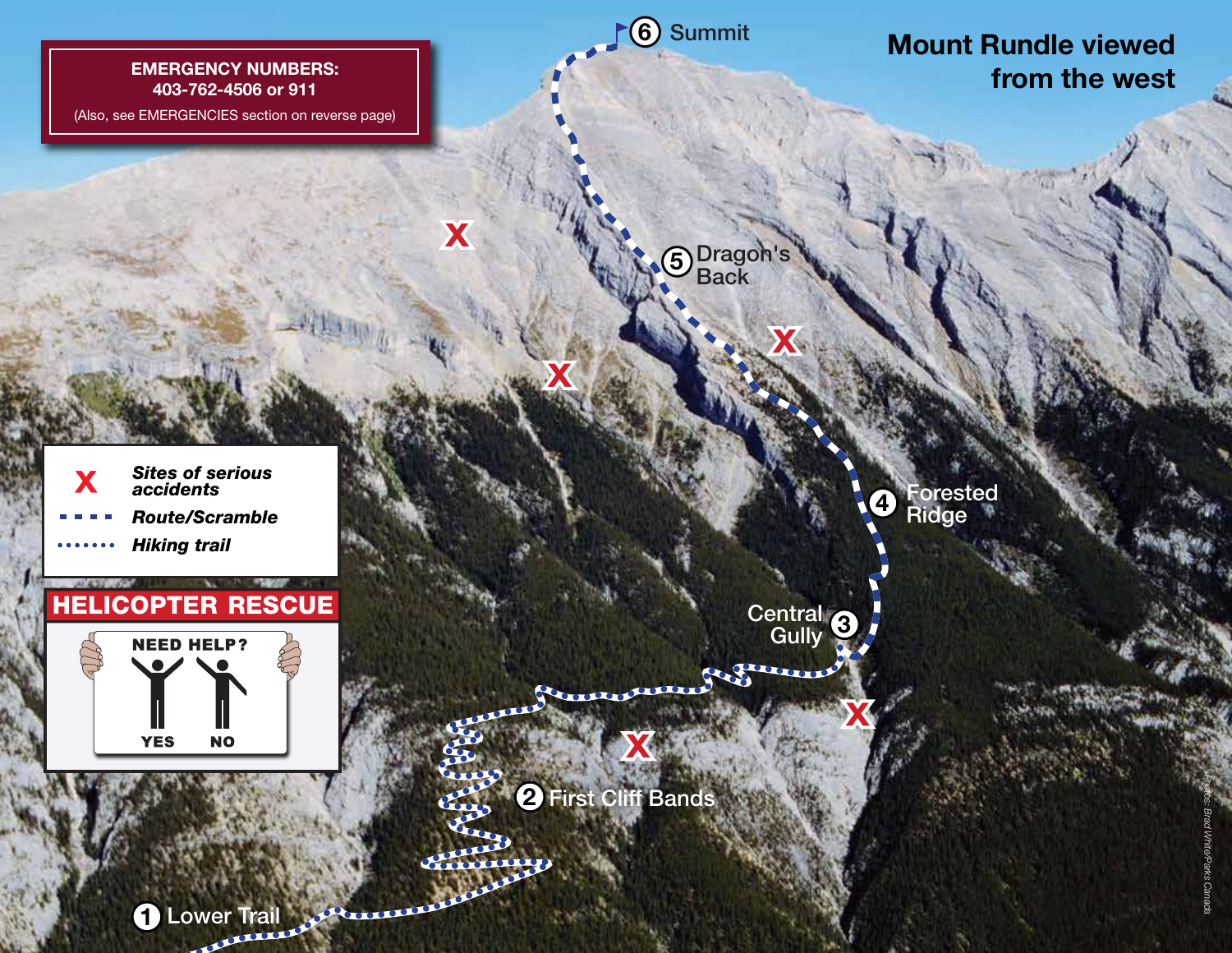# Mount Rundle viewed from the west

**EMERGENCY NUMBERS:**
**403-762-4506 or 911**
(Also, see EMERGENCIES section on reverse page)

| | |
|---|---|
| X | *Sites of serious accidents* |
| ■ ■ ■ ■ | *Route/Scramble* |
| • • • • • • • | *Hiking trail* |

## HELICOPTER RESCUE

NEED HELP?

YES NO

6 Summit

5 Dragon's Back

4 Forested Ridge

3 Central Gully

2 First Cliff Bands

1 Lower Trail

Photos: Brad White/Parks Canada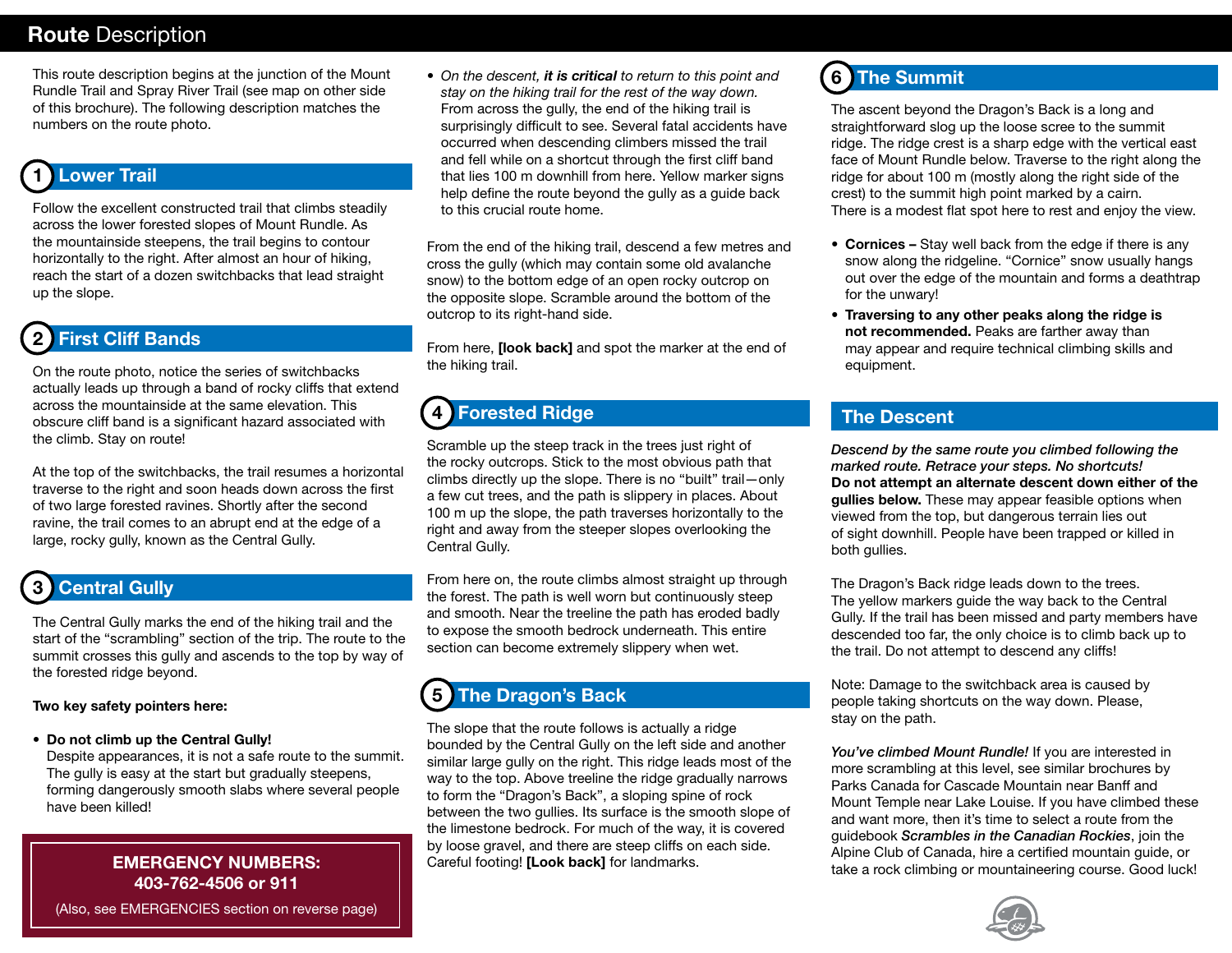# **Route** Description

This route description begins at the junction of the Mount Rundle Trail and Spray River Trail (see map on other side of this brochure). The following description matches the numbers on the route photo.

## 1 Lower Trail

Follow the excellent constructed trail that climbs steadily across the lower forested slopes of Mount Rundle. As the mountainside steepens, the trail begins to contour horizontally to the right. After almost an hour of hiking, reach the start of a dozen switchbacks that lead straight up the slope.

## 2 First Cliff Bands

On the route photo, notice the series of switchbacks actually leads up through a band of rocky cliffs that extend across the mountainside at the same elevation. This obscure cliff band is a significant hazard associated with the climb. Stay on route!

At the top of the switchbacks, the trail resumes a horizontal traverse to the right and soon heads down across the first of two large forested ravines. Shortly after the second ravine, the trail comes to an abrupt end at the edge of a large, rocky gully, known as the Central Gully.

## 3 Central Gully

The Central Gully marks the end of the hiking trail and the start of the "scrambling" section of the trip. The route to the summit crosses this gully and ascends to the top by way of the forested ridge beyond.

**Two key safety pointers here:**

- **Do not climb up the Central Gully!** Despite appearances, it is not a safe route to the summit. The gully is easy at the start but gradually steepens, forming dangerously smooth slabs where several people have been killed!
- *On the descent, **it is critical** to return to this point and stay on the hiking trail for the rest of the way down.* From across the gully, the end of the hiking trail is surprisingly difficult to see. Several fatal accidents have occurred when descending climbers missed the trail and fell while on a shortcut through the first cliff band that lies 100 m downhill from here. Yellow marker signs help define the route beyond the gully as a guide back to this crucial route home.

**EMERGENCY NUMBERS:**
**403-762-4506 or 911**

(Also, see EMERGENCIES section on reverse page)

From the end of the hiking trail, descend a few metres and cross the gully (which may contain some old avalanche snow) to the bottom edge of an open rocky outcrop on the opposite slope. Scramble around the bottom of the outcrop to its right-hand side.

From here, **[look back]** and spot the marker at the end of the hiking trail.

## 4 Forested Ridge

Scramble up the steep track in the trees just right of the rocky outcrops. Stick to the most obvious path that climbs directly up the slope. There is no "built" trail—only a few cut trees, and the path is slippery in places. About 100 m up the slope, the path traverses horizontally to the right and away from the steeper slopes overlooking the Central Gully.

From here on, the route climbs almost straight up through the forest. The path is well worn but continuously steep and smooth. Near the treeline the path has eroded badly to expose the smooth bedrock underneath. This entire section can become extremely slippery when wet.

## 5 The Dragon's Back

The slope that the route follows is actually a ridge bounded by the Central Gully on the left side and another similar large gully on the right. This ridge leads most of the way to the top. Above treeline the ridge gradually narrows to form the "Dragon's Back", a sloping spine of rock between the two gullies. Its surface is the smooth slope of the limestone bedrock. For much of the way, it is covered by loose gravel, and there are steep cliffs on each side. Careful footing! **[Look back]** for landmarks.

## 6 The Summit

The ascent beyond the Dragon's Back is a long and straightforward slog up the loose scree to the summit ridge. The ridge crest is a sharp edge with the vertical east face of Mount Rundle below. Traverse to the right along the ridge for about 100 m (mostly along the right side of the crest) to the summit high point marked by a cairn.
There is a modest flat spot here to rest and enjoy the view.

- **Cornices –** Stay well back from the edge if there is any snow along the ridgeline. "Cornice" snow usually hangs out over the edge of the mountain and forms a deathtrap for the unwary!
- **Traversing to any other peaks along the ridge is not recommended.** Peaks are farther away than may appear and require technical climbing skills and equipment.

## The Descent

***Descend by the same route you climbed following the marked route. Retrace your steps. No shortcuts!***
**Do not attempt an alternate descent down either of the gullies below.** These may appear feasible options when viewed from the top, but dangerous terrain lies out of sight downhill. People have been trapped or killed in both gullies.

The Dragon's Back ridge leads down to the trees. The yellow markers guide the way back to the Central Gully. If the trail has been missed and party members have descended too far, the only choice is to climb back up to the trail. Do not attempt to descend any cliffs!

Note: Damage to the switchback area is caused by people taking shortcuts on the way down. Please, stay on the path.

*You've climbed Mount Rundle!* If you are interested in more scrambling at this level, see similar brochures by Parks Canada for Cascade Mountain near Banff and Mount Temple near Lake Louise. If you have climbed these and want more, then it's time to select a route from the guidebook ***Scrambles in the Canadian Rockies***, join the Alpine Club of Canada, hire a certified mountain guide, or take a rock climbing or mountaineering course. Good luck!